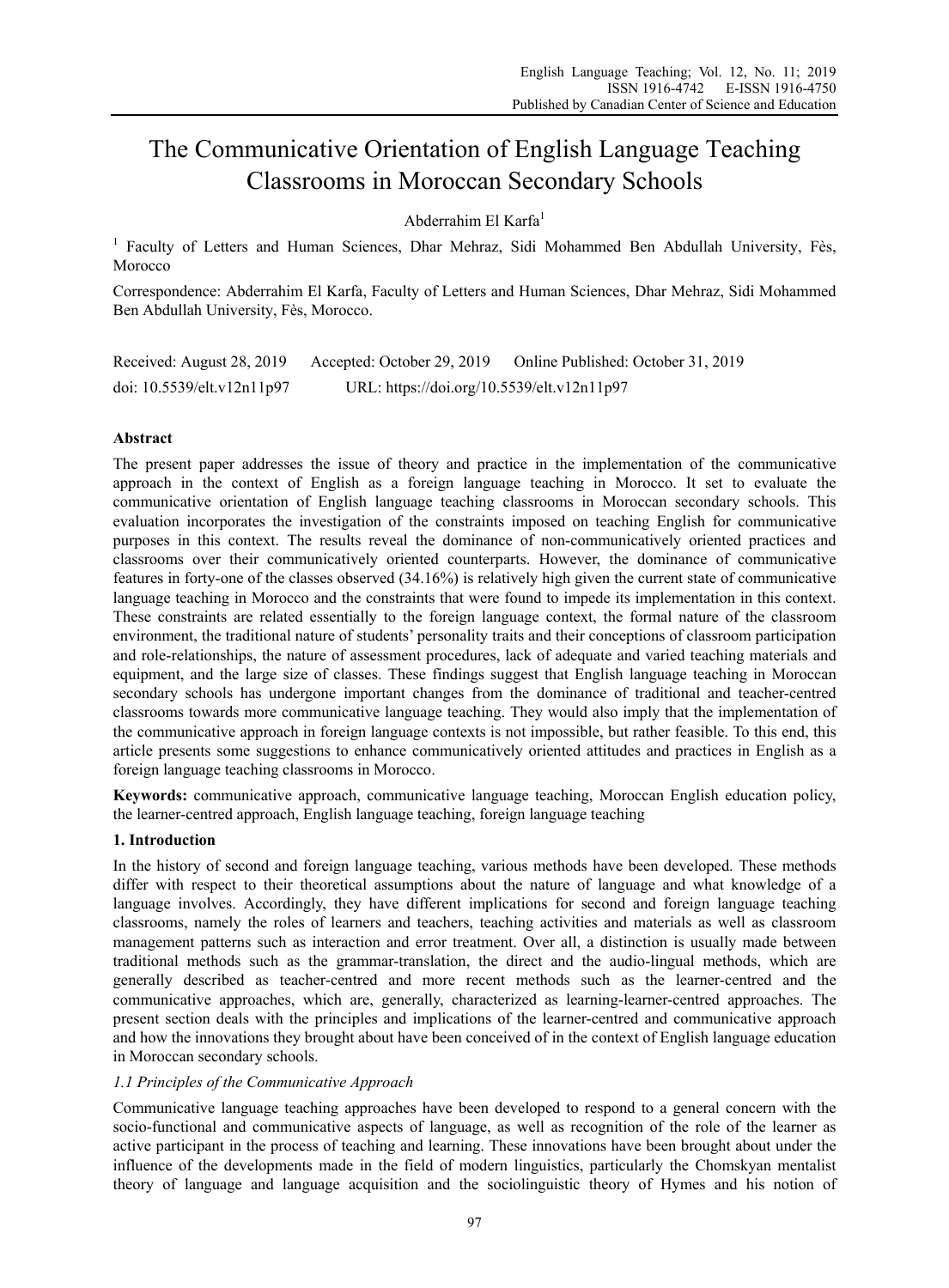# The Communicative Orientation of English Language Teaching Classrooms in Moroccan Secondary Schools

Abderrahim El Karfa[1]

[1] Faculty of Letters and Human Sciences, Dhar Mehraz, Sidi Mohammed Ben Abdullah University, Fès, Morocco

Correspondence: Abderrahim El Karfa, Faculty of Letters and Human Sciences, Dhar Mehraz, Sidi Mohammed Ben Abdullah University, Fès, Morocco.

Received: August 28, 2019 Accepted: October 29, 2019 Online Published: October 31, 2019

doi: 10.5539/elt.v12n11p97 URL: https://doi.org/10.5539/elt.v12n11p97

## Abstract

The present paper addresses the issue of theory and practice in the implementation of the communicative approach in the context of English as a foreign language teaching in Morocco. It set to evaluate the communicative orientation of English language teaching classrooms in Moroccan secondary schools. This evaluation incorporates the investigation of the constraints imposed on teaching English for communicative purposes in this context. The results reveal the dominance of non-communicatively oriented practices and classrooms over their communicatively oriented counterparts. However, the dominance of communicative features in forty-one of the classes observed (34.16%) is relatively high given the current state of communicative language teaching in Morocco and the constraints that were found to impede its implementation in this context. These constraints are related essentially to the foreign language context, the formal nature of the classroom environment, the traditional nature of students' personality traits and their conceptions of classroom participation and role-relationships, the nature of assessment procedures, lack of adequate and varied teaching materials and equipment, and the large size of classes. These findings suggest that English language teaching in Moroccan secondary schools has undergone important changes from the dominance of traditional and teacher-centred classrooms towards more communicative language teaching. They would also imply that the implementation of the communicative approach in foreign language contexts is not impossible, but rather feasible. To this end, this article presents some suggestions to enhance communicatively oriented attitudes and practices in English as a foreign language teaching classrooms in Morocco.

**Keywords:** communicative approach, communicative language teaching, Moroccan English education policy, the learner-centred approach, English language teaching, foreign language teaching

## 1. Introduction

In the history of second and foreign language teaching, various methods have been developed. These methods differ with respect to their theoretical assumptions about the nature of language and what knowledge of a language involves. Accordingly, they have different implications for second and foreign language teaching classrooms, namely the roles of learners and teachers, teaching activities and materials as well as classroom management patterns such as interaction and error treatment. Over all, a distinction is usually made between traditional methods such as the grammar-translation, the direct and the audio-lingual methods, which are generally described as teacher-centred and more recent methods such as the learner-centred and the communicative approaches, which are, generally, characterized as learning-learner-centred approaches. The present section deals with the principles and implications of the learner-centred and communicative approach and how the innovations they brought about have been conceived of in the context of English language education in Moroccan secondary schools.

### *1.1 Principles of the Communicative Approach*

Communicative language teaching approaches have been developed to respond to a general concern with the socio-functional and communicative aspects of language, as well as recognition of the role of the learner as active participant in the process of teaching and learning. These innovations have been brought about under the influence of the developments made in the field of modern linguistics, particularly the Chomskyan mentalist theory of language and language acquisition and the sociolinguistic theory of Hymes and his notion of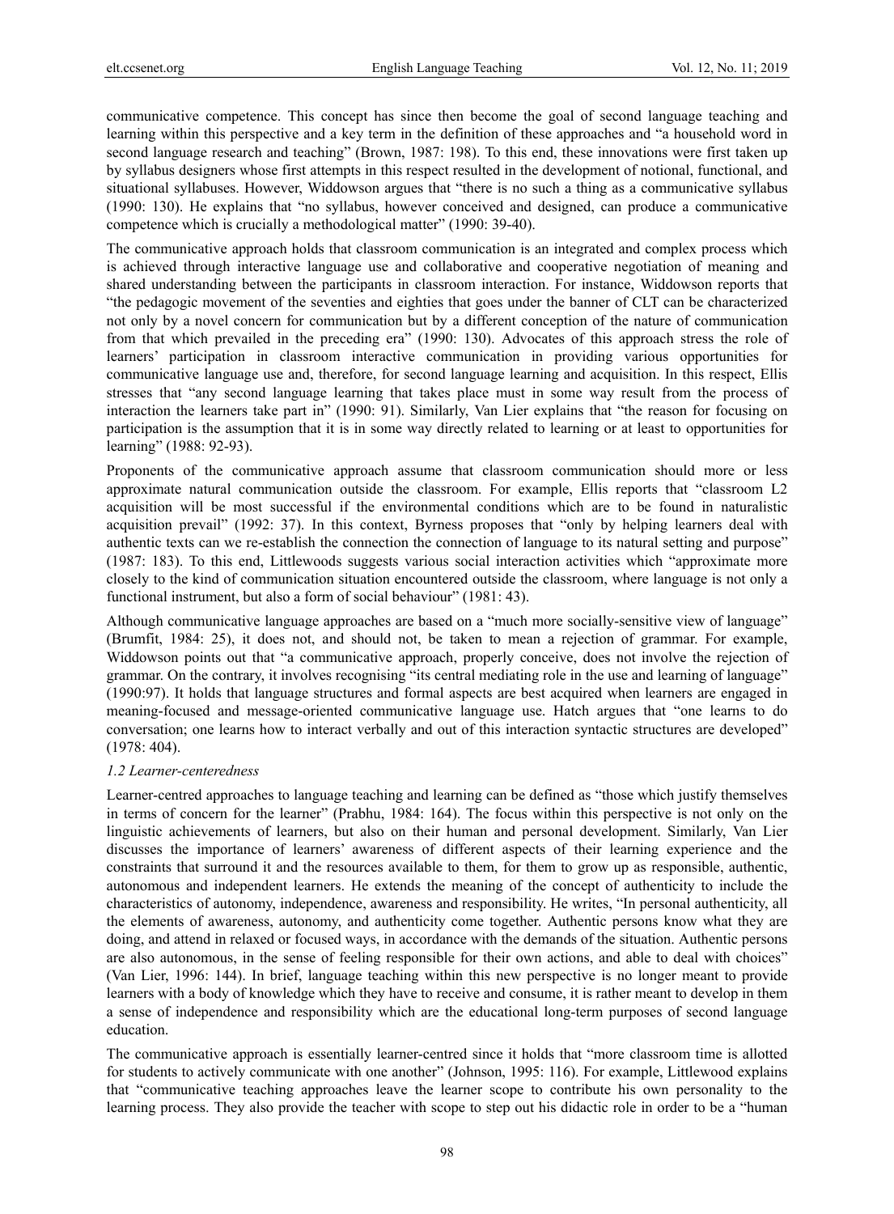communicative competence. This concept has since then become the goal of second language teaching and learning within this perspective and a key term in the definition of these approaches and "a household word in second language research and teaching" (Brown, 1987: 198). To this end, these innovations were first taken up by syllabus designers whose first attempts in this respect resulted in the development of notional, functional, and situational syllabuses. However, Widdowson argues that "there is no such a thing as a communicative syllabus (1990: 130). He explains that "no syllabus, however conceived and designed, can produce a communicative competence which is crucially a methodological matter" (1990: 39-40).

The communicative approach holds that classroom communication is an integrated and complex process which is achieved through interactive language use and collaborative and cooperative negotiation of meaning and shared understanding between the participants in classroom interaction. For instance, Widdowson reports that "the pedagogic movement of the seventies and eighties that goes under the banner of CLT can be characterized not only by a novel concern for communication but by a different conception of the nature of communication from that which prevailed in the preceding era" (1990: 130). Advocates of this approach stress the role of learners' participation in classroom interactive communication in providing various opportunities for communicative language use and, therefore, for second language learning and acquisition. In this respect, Ellis stresses that "any second language learning that takes place must in some way result from the process of interaction the learners take part in" (1990: 91). Similarly, Van Lier explains that "the reason for focusing on participation is the assumption that it is in some way directly related to learning or at least to opportunities for learning" (1988: 92-93).

Proponents of the communicative approach assume that classroom communication should more or less approximate natural communication outside the classroom. For example, Ellis reports that "classroom L2 acquisition will be most successful if the environmental conditions which are to be found in naturalistic acquisition prevail" (1992: 37). In this context, Byrness proposes that "only by helping learners deal with authentic texts can we re-establish the connection the connection of language to its natural setting and purpose" (1987: 183). To this end, Littlewoods suggests various social interaction activities which "approximate more closely to the kind of communication situation encountered outside the classroom, where language is not only a functional instrument, but also a form of social behaviour" (1981: 43).

Although communicative language approaches are based on a "much more socially-sensitive view of language" (Brumfit, 1984: 25), it does not, and should not, be taken to mean a rejection of grammar. For example, Widdowson points out that "a communicative approach, properly conceive, does not involve the rejection of grammar. On the contrary, it involves recognising "its central mediating role in the use and learning of language" (1990:97). It holds that language structures and formal aspects are best acquired when learners are engaged in meaning-focused and message-oriented communicative language use. Hatch argues that "one learns to do conversation; one learns how to interact verbally and out of this interaction syntactic structures are developed" (1978: 404).

### *1.2 Learner-centeredness*

Learner-centred approaches to language teaching and learning can be defined as "those which justify themselves in terms of concern for the learner" (Prabhu, 1984: 164). The focus within this perspective is not only on the linguistic achievements of learners, but also on their human and personal development. Similarly, Van Lier discusses the importance of learners' awareness of different aspects of their learning experience and the constraints that surround it and the resources available to them, for them to grow up as responsible, authentic, autonomous and independent learners. He extends the meaning of the concept of authenticity to include the characteristics of autonomy, independence, awareness and responsibility. He writes, "In personal authenticity, all the elements of awareness, autonomy, and authenticity come together. Authentic persons know what they are doing, and attend in relaxed or focused ways, in accordance with the demands of the situation. Authentic persons are also autonomous, in the sense of feeling responsible for their own actions, and able to deal with choices" (Van Lier, 1996: 144). In brief, language teaching within this new perspective is no longer meant to provide learners with a body of knowledge which they have to receive and consume, it is rather meant to develop in them a sense of independence and responsibility which are the educational long-term purposes of second language education.

The communicative approach is essentially learner-centred since it holds that "more classroom time is allotted for students to actively communicate with one another" (Johnson, 1995: 116). For example, Littlewood explains that "communicative teaching approaches leave the learner scope to contribute his own personality to the learning process. They also provide the teacher with scope to step out his didactic role in order to be a "human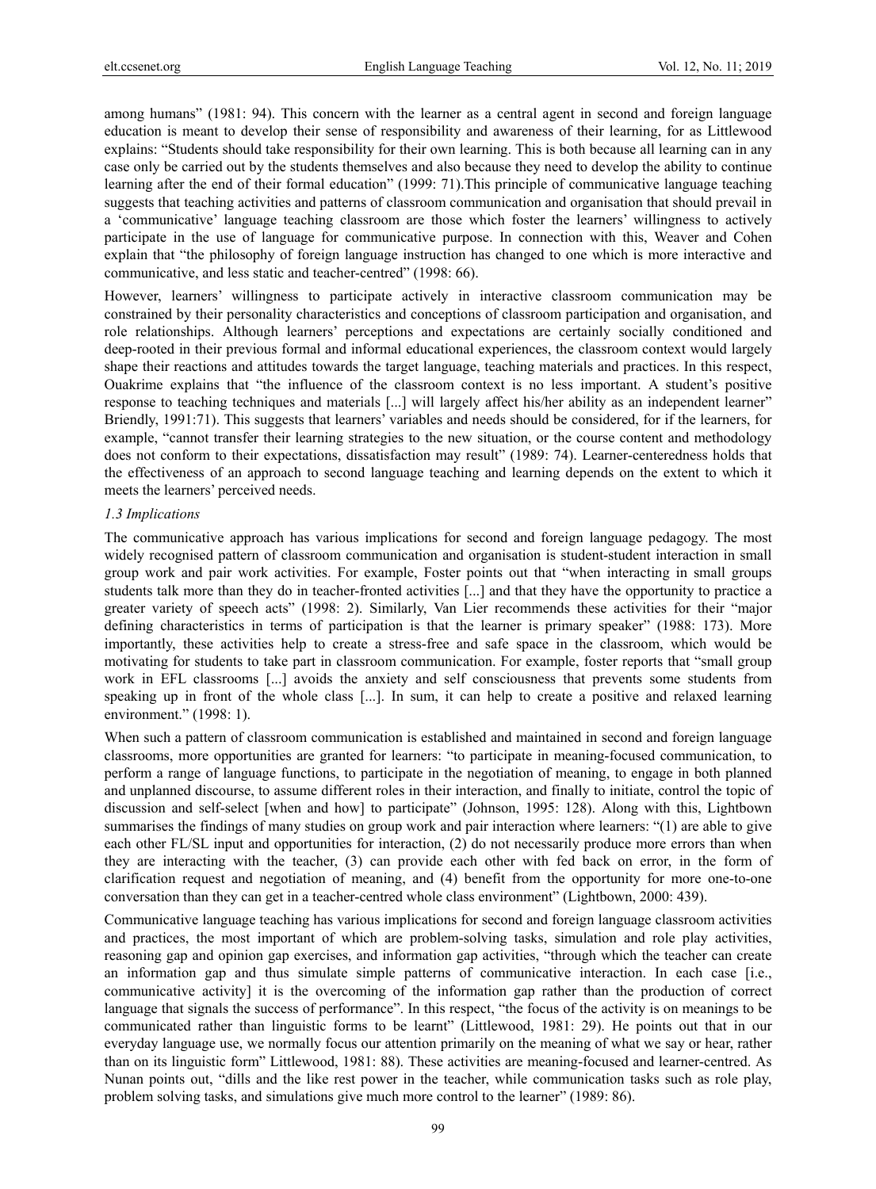among humans" (1981: 94). This concern with the learner as a central agent in second and foreign language education is meant to develop their sense of responsibility and awareness of their learning, for as Littlewood explains: "Students should take responsibility for their own learning. This is both because all learning can in any case only be carried out by the students themselves and also because they need to develop the ability to continue learning after the end of their formal education" (1999: 71).This principle of communicative language teaching suggests that teaching activities and patterns of classroom communication and organisation that should prevail in a 'communicative' language teaching classroom are those which foster the learners' willingness to actively participate in the use of language for communicative purpose. In connection with this, Weaver and Cohen explain that "the philosophy of foreign language instruction has changed to one which is more interactive and communicative, and less static and teacher-centred" (1998: 66).

However, learners' willingness to participate actively in interactive classroom communication may be constrained by their personality characteristics and conceptions of classroom participation and organisation, and role relationships. Although learners' perceptions and expectations are certainly socially conditioned and deep-rooted in their previous formal and informal educational experiences, the classroom context would largely shape their reactions and attitudes towards the target language, teaching materials and practices. In this respect, Ouakrime explains that "the influence of the classroom context is no less important. A student's positive response to teaching techniques and materials [...] will largely affect his/her ability as an independent learner" Briendly, 1991:71). This suggests that learners' variables and needs should be considered, for if the learners, for example, "cannot transfer their learning strategies to the new situation, or the course content and methodology does not conform to their expectations, dissatisfaction may result" (1989: 74). Learner-centeredness holds that the effectiveness of an approach to second language teaching and learning depends on the extent to which it meets the learners' perceived needs.

### *1.3 Implications*

The communicative approach has various implications for second and foreign language pedagogy. The most widely recognised pattern of classroom communication and organisation is student-student interaction in small group work and pair work activities. For example, Foster points out that "when interacting in small groups students talk more than they do in teacher-fronted activities [...] and that they have the opportunity to practice a greater variety of speech acts" (1998: 2). Similarly, Van Lier recommends these activities for their "major defining characteristics in terms of participation is that the learner is primary speaker" (1988: 173). More importantly, these activities help to create a stress-free and safe space in the classroom, which would be motivating for students to take part in classroom communication. For example, foster reports that "small group work in EFL classrooms [...] avoids the anxiety and self consciousness that prevents some students from speaking up in front of the whole class [...]. In sum, it can help to create a positive and relaxed learning environment." (1998: 1).

When such a pattern of classroom communication is established and maintained in second and foreign language classrooms, more opportunities are granted for learners: "to participate in meaning-focused communication, to perform a range of language functions, to participate in the negotiation of meaning, to engage in both planned and unplanned discourse, to assume different roles in their interaction, and finally to initiate, control the topic of discussion and self-select [when and how] to participate" (Johnson, 1995: 128). Along with this, Lightbown summarises the findings of many studies on group work and pair interaction where learners: "(1) are able to give each other FL/SL input and opportunities for interaction, (2) do not necessarily produce more errors than when they are interacting with the teacher, (3) can provide each other with fed back on error, in the form of clarification request and negotiation of meaning, and (4) benefit from the opportunity for more one-to-one conversation than they can get in a teacher-centred whole class environment" (Lightbown, 2000: 439).

Communicative language teaching has various implications for second and foreign language classroom activities and practices, the most important of which are problem-solving tasks, simulation and role play activities, reasoning gap and opinion gap exercises, and information gap activities, "through which the teacher can create an information gap and thus simulate simple patterns of communicative interaction. In each case [i.e., communicative activity] it is the overcoming of the information gap rather than the production of correct language that signals the success of performance". In this respect, "the focus of the activity is on meanings to be communicated rather than linguistic forms to be learnt" (Littlewood, 1981: 29). He points out that in our everyday language use, we normally focus our attention primarily on the meaning of what we say or hear, rather than on its linguistic form" Littlewood, 1981: 88). These activities are meaning-focused and learner-centred. As Nunan points out, "dills and the like rest power in the teacher, while communication tasks such as role play, problem solving tasks, and simulations give much more control to the learner" (1989: 86).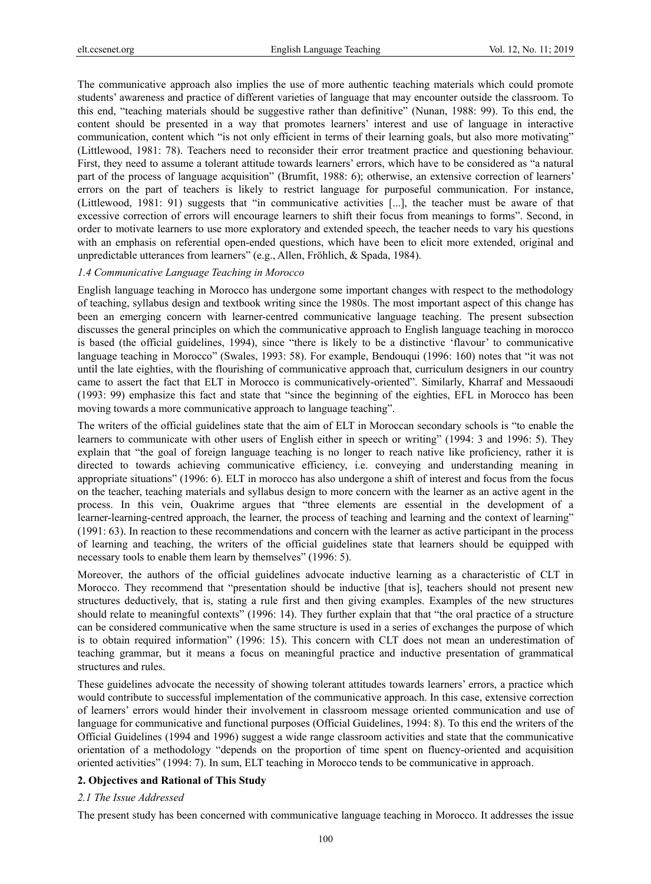The communicative approach also implies the use of more authentic teaching materials which could promote students' awareness and practice of different varieties of language that may encounter outside the classroom. To this end, "teaching materials should be suggestive rather than definitive" (Nunan, 1988: 99). To this end, the content should be presented in a way that promotes learners' interest and use of language in interactive communication, content which "is not only efficient in terms of their learning goals, but also more motivating" (Littlewood, 1981: 78). Teachers need to reconsider their error treatment practice and questioning behaviour. First, they need to assume a tolerant attitude towards learners' errors, which have to be considered as "a natural part of the process of language acquisition" (Brumfit, 1988: 6); otherwise, an extensive correction of learners' errors on the part of teachers is likely to restrict language for purposeful communication. For instance, (Littlewood, 1981: 91) suggests that "in communicative activities [...], the teacher must be aware of that excessive correction of errors will encourage learners to shift their focus from meanings to forms". Second, in order to motivate learners to use more exploratory and extended speech, the teacher needs to vary his questions with an emphasis on referential open-ended questions, which have been to elicit more extended, original and unpredictable utterances from learners" (e.g., Allen, Fröhlich, & Spada, 1984).

### *1.4 Communicative Language Teaching in Morocco*

English language teaching in Morocco has undergone some important changes with respect to the methodology of teaching, syllabus design and textbook writing since the 1980s. The most important aspect of this change has been an emerging concern with learner-centred communicative language teaching. The present subsection discusses the general principles on which the communicative approach to English language teaching in morocco is based (the official guidelines, 1994), since "there is likely to be a distinctive 'flavour' to communicative language teaching in Morocco" (Swales, 1993: 58). For example, Bendouqui (1996: 160) notes that "it was not until the late eighties, with the flourishing of communicative approach that, curriculum designers in our country came to assert the fact that ELT in Morocco is communicatively-oriented". Similarly, Kharraf and Messaoudi (1993: 99) emphasize this fact and state that "since the beginning of the eighties, EFL in Morocco has been moving towards a more communicative approach to language teaching".

The writers of the official guidelines state that the aim of ELT in Moroccan secondary schools is "to enable the learners to communicate with other users of English either in speech or writing" (1994: 3 and 1996: 5). They explain that "the goal of foreign language teaching is no longer to reach native like proficiency, rather it is directed to towards achieving communicative efficiency, i.e. conveying and understanding meaning in appropriate situations" (1996: 6). ELT in morocco has also undergone a shift of interest and focus from the focus on the teacher, teaching materials and syllabus design to more concern with the learner as an active agent in the process. In this vein, Ouakrime argues that "three elements are essential in the development of a learner-learning-centred approach, the learner, the process of teaching and learning and the context of learning" (1991: 63). In reaction to these recommendations and concern with the learner as active participant in the process of learning and teaching, the writers of the official guidelines state that learners should be equipped with necessary tools to enable them learn by themselves" (1996: 5).

Moreover, the authors of the official guidelines advocate inductive learning as a characteristic of CLT in Morocco. They recommend that "presentation should be inductive [that is], teachers should not present new structures deductively, that is, stating a rule first and then giving examples. Examples of the new structures should relate to meaningful contexts" (1996: 14). They further explain that that "the oral practice of a structure can be considered communicative when the same structure is used in a series of exchanges the purpose of which is to obtain required information" (1996: 15). This concern with CLT does not mean an underestimation of teaching grammar, but it means a focus on meaningful practice and inductive presentation of grammatical structures and rules.

These guidelines advocate the necessity of showing tolerant attitudes towards learners' errors, a practice which would contribute to successful implementation of the communicative approach. In this case, extensive correction of learners' errors would hinder their involvement in classroom message oriented communication and use of language for communicative and functional purposes (Official Guidelines, 1994: 8). To this end the writers of the Official Guidelines (1994 and 1996) suggest a wide range classroom activities and state that the communicative orientation of a methodology "depends on the proportion of time spent on fluency-oriented and acquisition oriented activities" (1994: 7). In sum, ELT teaching in Morocco tends to be communicative in approach.

## **2. Objectives and Rational of This Study**

### *2.1 The Issue Addressed*

The present study has been concerned with communicative language teaching in Morocco. It addresses the issue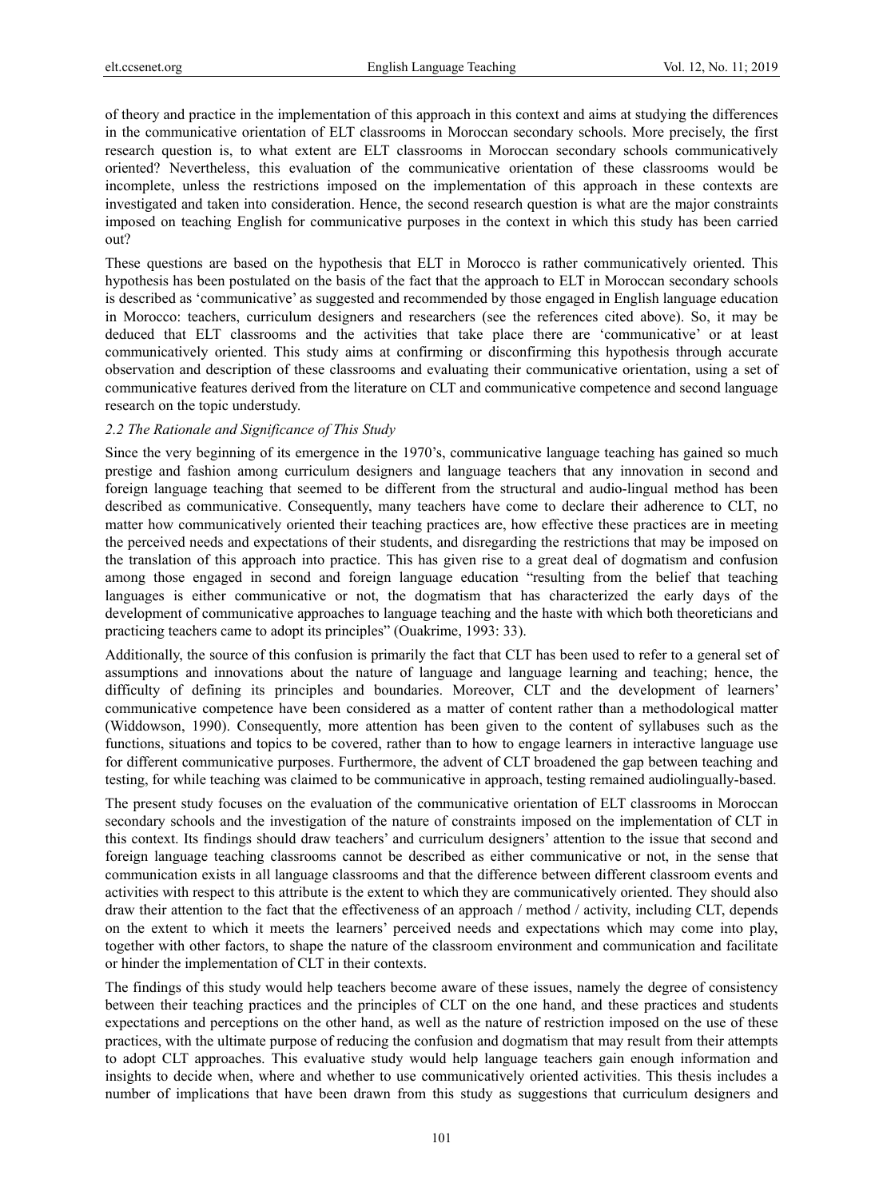of theory and practice in the implementation of this approach in this context and aims at studying the differences in the communicative orientation of ELT classrooms in Moroccan secondary schools. More precisely, the first research question is, to what extent are ELT classrooms in Moroccan secondary schools communicatively oriented? Nevertheless, this evaluation of the communicative orientation of these classrooms would be incomplete, unless the restrictions imposed on the implementation of this approach in these contexts are investigated and taken into consideration. Hence, the second research question is what are the major constraints imposed on teaching English for communicative purposes in the context in which this study has been carried out?

These questions are based on the hypothesis that ELT in Morocco is rather communicatively oriented. This hypothesis has been postulated on the basis of the fact that the approach to ELT in Moroccan secondary schools is described as 'communicative' as suggested and recommended by those engaged in English language education in Morocco: teachers, curriculum designers and researchers (see the references cited above). So, it may be deduced that ELT classrooms and the activities that take place there are 'communicative' or at least communicatively oriented. This study aims at confirming or disconfirming this hypothesis through accurate observation and description of these classrooms and evaluating their communicative orientation, using a set of communicative features derived from the literature on CLT and communicative competence and second language research on the topic understudy.

### *2.2 The Rationale and Significance of This Study*

Since the very beginning of its emergence in the 1970's, communicative language teaching has gained so much prestige and fashion among curriculum designers and language teachers that any innovation in second and foreign language teaching that seemed to be different from the structural and audio-lingual method has been described as communicative. Consequently, many teachers have come to declare their adherence to CLT, no matter how communicatively oriented their teaching practices are, how effective these practices are in meeting the perceived needs and expectations of their students, and disregarding the restrictions that may be imposed on the translation of this approach into practice. This has given rise to a great deal of dogmatism and confusion among those engaged in second and foreign language education "resulting from the belief that teaching languages is either communicative or not, the dogmatism that has characterized the early days of the development of communicative approaches to language teaching and the haste with which both theoreticians and practicing teachers came to adopt its principles" (Ouakrime, 1993: 33).

Additionally, the source of this confusion is primarily the fact that CLT has been used to refer to a general set of assumptions and innovations about the nature of language and language learning and teaching; hence, the difficulty of defining its principles and boundaries. Moreover, CLT and the development of learners' communicative competence have been considered as a matter of content rather than a methodological matter (Widdowson, 1990). Consequently, more attention has been given to the content of syllabuses such as the functions, situations and topics to be covered, rather than to how to engage learners in interactive language use for different communicative purposes. Furthermore, the advent of CLT broadened the gap between teaching and testing, for while teaching was claimed to be communicative in approach, testing remained audiolingually-based.

The present study focuses on the evaluation of the communicative orientation of ELT classrooms in Moroccan secondary schools and the investigation of the nature of constraints imposed on the implementation of CLT in this context. Its findings should draw teachers' and curriculum designers' attention to the issue that second and foreign language teaching classrooms cannot be described as either communicative or not, in the sense that communication exists in all language classrooms and that the difference between different classroom events and activities with respect to this attribute is the extent to which they are communicatively oriented. They should also draw their attention to the fact that the effectiveness of an approach / method / activity, including CLT, depends on the extent to which it meets the learners' perceived needs and expectations which may come into play, together with other factors, to shape the nature of the classroom environment and communication and facilitate or hinder the implementation of CLT in their contexts.

The findings of this study would help teachers become aware of these issues, namely the degree of consistency between their teaching practices and the principles of CLT on the one hand, and these practices and students expectations and perceptions on the other hand, as well as the nature of restriction imposed on the use of these practices, with the ultimate purpose of reducing the confusion and dogmatism that may result from their attempts to adopt CLT approaches. This evaluative study would help language teachers gain enough information and insights to decide when, where and whether to use communicatively oriented activities. This thesis includes a number of implications that have been drawn from this study as suggestions that curriculum designers and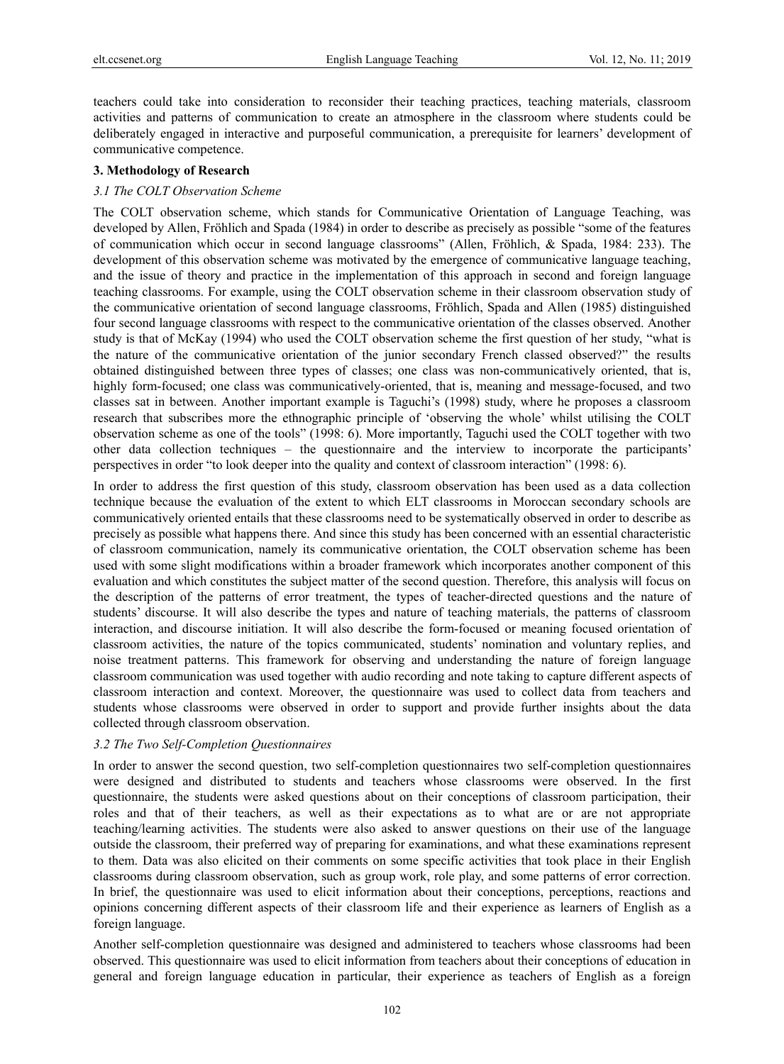teachers could take into consideration to reconsider their teaching practices, teaching materials, classroom activities and patterns of communication to create an atmosphere in the classroom where students could be deliberately engaged in interactive and purposeful communication, a prerequisite for learners' development of communicative competence.

## 3. Methodology of Research

### *3.1 The COLT Observation Scheme*

The COLT observation scheme, which stands for Communicative Orientation of Language Teaching, was developed by Allen, Fröhlich and Spada (1984) in order to describe as precisely as possible "some of the features of communication which occur in second language classrooms" (Allen, Fröhlich, & Spada, 1984: 233). The development of this observation scheme was motivated by the emergence of communicative language teaching, and the issue of theory and practice in the implementation of this approach in second and foreign language teaching classrooms. For example, using the COLT observation scheme in their classroom observation study of the communicative orientation of second language classrooms, Fröhlich, Spada and Allen (1985) distinguished four second language classrooms with respect to the communicative orientation of the classes observed. Another study is that of McKay (1994) who used the COLT observation scheme the first question of her study, "what is the nature of the communicative orientation of the junior secondary French classed observed?" the results obtained distinguished between three types of classes; one class was non-communicatively oriented, that is, highly form-focused; one class was communicatively-oriented, that is, meaning and message-focused, and two classes sat in between. Another important example is Taguchi's (1998) study, where he proposes a classroom research that subscribes more the ethnographic principle of 'observing the whole' whilst utilising the COLT observation scheme as one of the tools" (1998: 6). More importantly, Taguchi used the COLT together with two other data collection techniques – the questionnaire and the interview to incorporate the participants' perspectives in order "to look deeper into the quality and context of classroom interaction" (1998: 6).

In order to address the first question of this study, classroom observation has been used as a data collection technique because the evaluation of the extent to which ELT classrooms in Moroccan secondary schools are communicatively oriented entails that these classrooms need to be systematically observed in order to describe as precisely as possible what happens there. And since this study has been concerned with an essential characteristic of classroom communication, namely its communicative orientation, the COLT observation scheme has been used with some slight modifications within a broader framework which incorporates another component of this evaluation and which constitutes the subject matter of the second question. Therefore, this analysis will focus on the description of the patterns of error treatment, the types of teacher-directed questions and the nature of students' discourse. It will also describe the types and nature of teaching materials, the patterns of classroom interaction, and discourse initiation. It will also describe the form-focused or meaning focused orientation of classroom activities, the nature of the topics communicated, students' nomination and voluntary replies, and noise treatment patterns. This framework for observing and understanding the nature of foreign language classroom communication was used together with audio recording and note taking to capture different aspects of classroom interaction and context. Moreover, the questionnaire was used to collect data from teachers and students whose classrooms were observed in order to support and provide further insights about the data collected through classroom observation.

### *3.2 The Two Self-Completion Questionnaires*

In order to answer the second question, two self-completion questionnaires two self-completion questionnaires were designed and distributed to students and teachers whose classrooms were observed. In the first questionnaire, the students were asked questions about on their conceptions of classroom participation, their roles and that of their teachers, as well as their expectations as to what are or are not appropriate teaching/learning activities. The students were also asked to answer questions on their use of the language outside the classroom, their preferred way of preparing for examinations, and what these examinations represent to them. Data was also elicited on their comments on some specific activities that took place in their English classrooms during classroom observation, such as group work, role play, and some patterns of error correction. In brief, the questionnaire was used to elicit information about their conceptions, perceptions, reactions and opinions concerning different aspects of their classroom life and their experience as learners of English as a foreign language.

Another self-completion questionnaire was designed and administered to teachers whose classrooms had been observed. This questionnaire was used to elicit information from teachers about their conceptions of education in general and foreign language education in particular, their experience as teachers of English as a foreign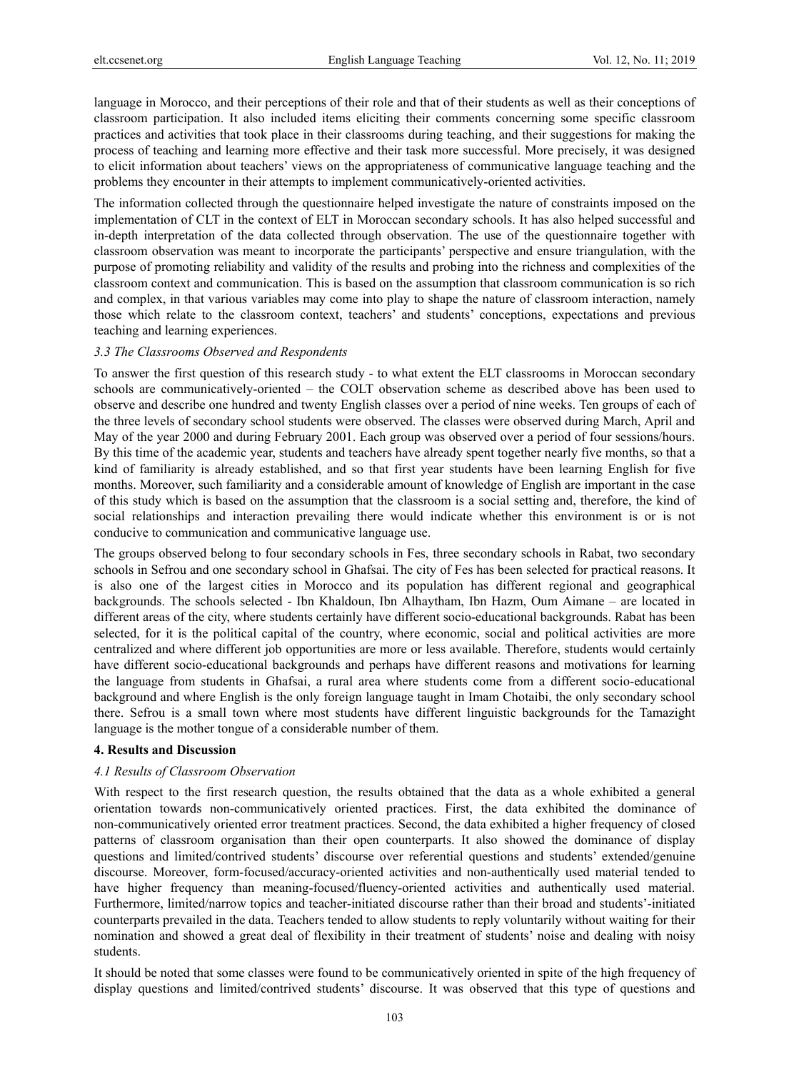language in Morocco, and their perceptions of their role and that of their students as well as their conceptions of classroom participation. It also included items eliciting their comments concerning some specific classroom practices and activities that took place in their classrooms during teaching, and their suggestions for making the process of teaching and learning more effective and their task more successful. More precisely, it was designed to elicit information about teachers' views on the appropriateness of communicative language teaching and the problems they encounter in their attempts to implement communicatively-oriented activities.

The information collected through the questionnaire helped investigate the nature of constraints imposed on the implementation of CLT in the context of ELT in Moroccan secondary schools. It has also helped successful and in-depth interpretation of the data collected through observation. The use of the questionnaire together with classroom observation was meant to incorporate the participants' perspective and ensure triangulation, with the purpose of promoting reliability and validity of the results and probing into the richness and complexities of the classroom context and communication. This is based on the assumption that classroom communication is so rich and complex, in that various variables may come into play to shape the nature of classroom interaction, namely those which relate to the classroom context, teachers' and students' conceptions, expectations and previous teaching and learning experiences.

### *3.3 The Classrooms Observed and Respondents*

To answer the first question of this research study - to what extent the ELT classrooms in Moroccan secondary schools are communicatively-oriented – the COLT observation scheme as described above has been used to observe and describe one hundred and twenty English classes over a period of nine weeks. Ten groups of each of the three levels of secondary school students were observed. The classes were observed during March, April and May of the year 2000 and during February 2001. Each group was observed over a period of four sessions/hours. By this time of the academic year, students and teachers have already spent together nearly five months, so that a kind of familiarity is already established, and so that first year students have been learning English for five months. Moreover, such familiarity and a considerable amount of knowledge of English are important in the case of this study which is based on the assumption that the classroom is a social setting and, therefore, the kind of social relationships and interaction prevailing there would indicate whether this environment is or is not conducive to communication and communicative language use.

The groups observed belong to four secondary schools in Fes, three secondary schools in Rabat, two secondary schools in Sefrou and one secondary school in Ghafsai. The city of Fes has been selected for practical reasons. It is also one of the largest cities in Morocco and its population has different regional and geographical backgrounds. The schools selected - Ibn Khaldoun, Ibn Alhaytham, Ibn Hazm, Oum Aimane – are located in different areas of the city, where students certainly have different socio-educational backgrounds. Rabat has been selected, for it is the political capital of the country, where economic, social and political activities are more centralized and where different job opportunities are more or less available. Therefore, students would certainly have different socio-educational backgrounds and perhaps have different reasons and motivations for learning the language from students in Ghafsai, a rural area where students come from a different socio-educational background and where English is the only foreign language taught in Imam Chotaibi, the only secondary school there. Sefrou is a small town where most students have different linguistic backgrounds for the Tamazight language is the mother tongue of a considerable number of them.

## **4. Results and Discussion**

### *4.1 Results of Classroom Observation*

With respect to the first research question, the results obtained that the data as a whole exhibited a general orientation towards non-communicatively oriented practices. First, the data exhibited the dominance of non-communicatively oriented error treatment practices. Second, the data exhibited a higher frequency of closed patterns of classroom organisation than their open counterparts. It also showed the dominance of display questions and limited/contrived students' discourse over referential questions and students' extended/genuine discourse. Moreover, form-focused/accuracy-oriented activities and non-authentically used material tended to have higher frequency than meaning-focused/fluency-oriented activities and authentically used material. Furthermore, limited/narrow topics and teacher-initiated discourse rather than their broad and students'-initiated counterparts prevailed in the data. Teachers tended to allow students to reply voluntarily without waiting for their nomination and showed a great deal of flexibility in their treatment of students' noise and dealing with noisy students.

It should be noted that some classes were found to be communicatively oriented in spite of the high frequency of display questions and limited/contrived students' discourse. It was observed that this type of questions and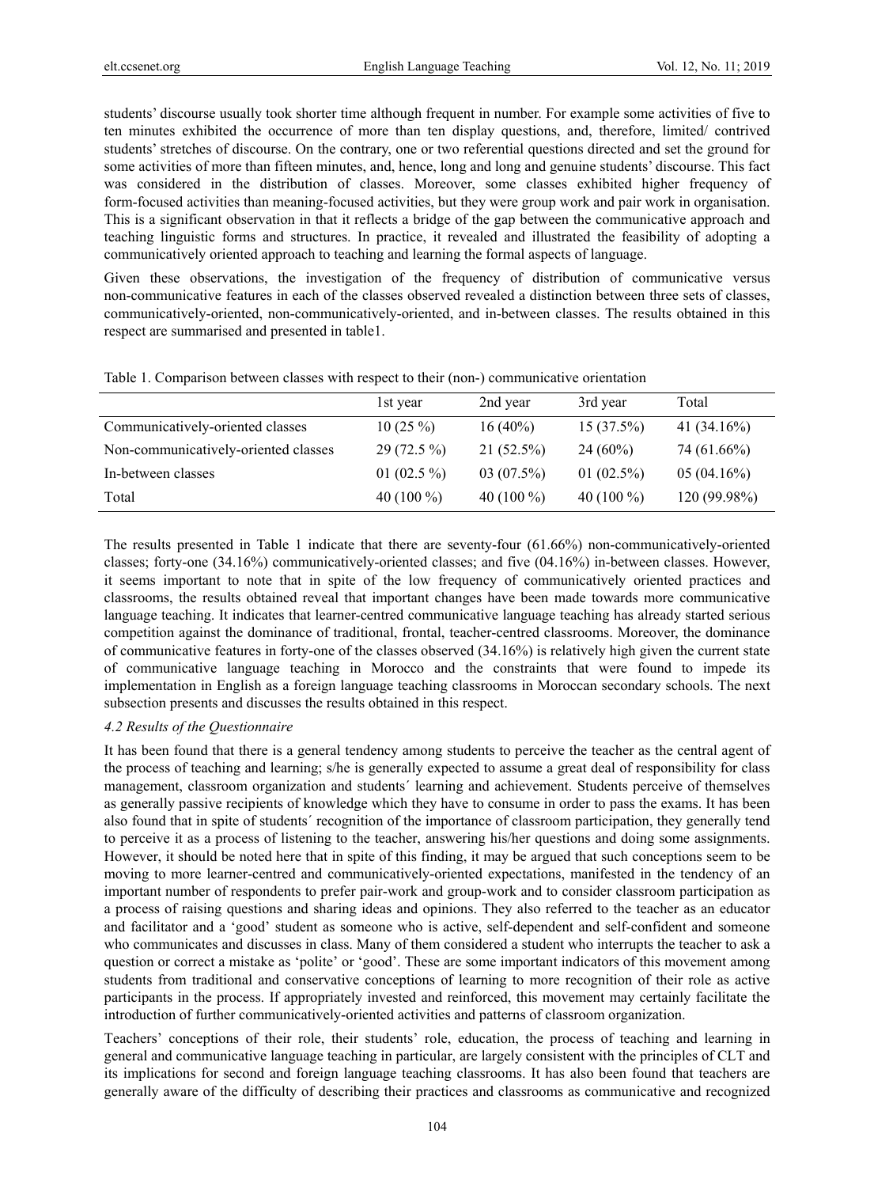students' discourse usually took shorter time although frequent in number. For example some activities of five to ten minutes exhibited the occurrence of more than ten display questions, and, therefore, limited/ contrived students' stretches of discourse. On the contrary, one or two referential questions directed and set the ground for some activities of more than fifteen minutes, and, hence, long and long and genuine students' discourse. This fact was considered in the distribution of classes. Moreover, some classes exhibited higher frequency of form-focused activities than meaning-focused activities, but they were group work and pair work in organisation. This is a significant observation in that it reflects a bridge of the gap between the communicative approach and teaching linguistic forms and structures. In practice, it revealed and illustrated the feasibility of adopting a communicatively oriented approach to teaching and learning the formal aspects of language.

Given these observations, the investigation of the frequency of distribution of communicative versus non-communicative features in each of the classes observed revealed a distinction between three sets of classes, communicatively-oriented, non-communicatively-oriented, and in-between classes. The results obtained in this respect are summarised and presented in table1.

Table 1. Comparison between classes with respect to their (non-) communicative orientation

| | 1st year | 2nd year | 3rd year | Total |
|---|---|---|---|---|
| Communicatively-oriented classes | 10 (25 %) | 16 (40%) | 15 (37.5%) | 41 (34.16%) |
| Non-communicatively-oriented classes | 29 (72.5 %) | 21 (52.5%) | 24 (60%) | 74 (61.66%) |
| In-between classes | 01 (02.5 %) | 03 (07.5%) | 01 (02.5%) | 05 (04.16%) |
| Total | 40 (100 %) | 40 (100 %) | 40 (100 %) | 120 (99.98%) |

The results presented in Table 1 indicate that there are seventy-four (61.66%) non-communicatively-oriented classes; forty-one (34.16%) communicatively-oriented classes; and five (04.16%) in-between classes. However, it seems important to note that in spite of the low frequency of communicatively oriented practices and classrooms, the results obtained reveal that important changes have been made towards more communicative language teaching. It indicates that learner-centred communicative language teaching has already started serious competition against the dominance of traditional, frontal, teacher-centred classrooms. Moreover, the dominance of communicative features in forty-one of the classes observed (34.16%) is relatively high given the current state of communicative language teaching in Morocco and the constraints that were found to impede its implementation in English as a foreign language teaching classrooms in Moroccan secondary schools. The next subsection presents and discusses the results obtained in this respect.

### *4.2 Results of the Questionnaire*

It has been found that there is a general tendency among students to perceive the teacher as the central agent of the process of teaching and learning; s/he is generally expected to assume a great deal of responsibility for class management, classroom organization and students´ learning and achievement. Students perceive of themselves as generally passive recipients of knowledge which they have to consume in order to pass the exams. It has been also found that in spite of students´ recognition of the importance of classroom participation, they generally tend to perceive it as a process of listening to the teacher, answering his/her questions and doing some assignments. However, it should be noted here that in spite of this finding, it may be argued that such conceptions seem to be moving to more learner-centred and communicatively-oriented expectations, manifested in the tendency of an important number of respondents to prefer pair-work and group-work and to consider classroom participation as a process of raising questions and sharing ideas and opinions. They also referred to the teacher as an educator and facilitator and a 'good' student as someone who is active, self-dependent and self-confident and someone who communicates and discusses in class. Many of them considered a student who interrupts the teacher to ask a question or correct a mistake as 'polite' or 'good'. These are some important indicators of this movement among students from traditional and conservative conceptions of learning to more recognition of their role as active participants in the process. If appropriately invested and reinforced, this movement may certainly facilitate the introduction of further communicatively-oriented activities and patterns of classroom organization.

Teachers' conceptions of their role, their students' role, education, the process of teaching and learning in general and communicative language teaching in particular, are largely consistent with the principles of CLT and its implications for second and foreign language teaching classrooms. It has also been found that teachers are generally aware of the difficulty of describing their practices and classrooms as communicative and recognized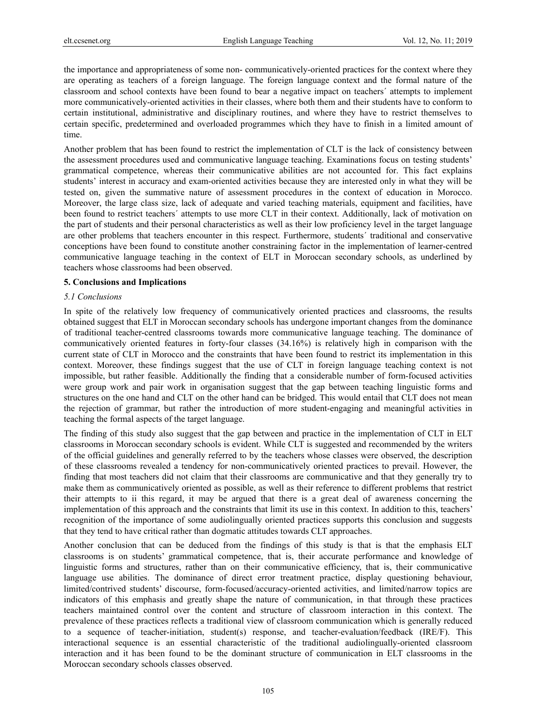the importance and appropriateness of some non- communicatively-oriented practices for the context where they are operating as teachers of a foreign language. The foreign language context and the formal nature of the classroom and school contexts have been found to bear a negative impact on teachers´ attempts to implement more communicatively-oriented activities in their classes, where both them and their students have to conform to certain institutional, administrative and disciplinary routines, and where they have to restrict themselves to certain specific, predetermined and overloaded programmes which they have to finish in a limited amount of time.

Another problem that has been found to restrict the implementation of CLT is the lack of consistency between the assessment procedures used and communicative language teaching. Examinations focus on testing students' grammatical competence, whereas their communicative abilities are not accounted for. This fact explains students' interest in accuracy and exam-oriented activities because they are interested only in what they will be tested on, given the summative nature of assessment procedures in the context of education in Morocco. Moreover, the large class size, lack of adequate and varied teaching materials, equipment and facilities, have been found to restrict teachers´ attempts to use more CLT in their context. Additionally, lack of motivation on the part of students and their personal characteristics as well as their low proficiency level in the target language are other problems that teachers encounter in this respect. Furthermore, students´ traditional and conservative conceptions have been found to constitute another constraining factor in the implementation of learner-centred communicative language teaching in the context of ELT in Moroccan secondary schools, as underlined by teachers whose classrooms had been observed.

## 5. Conclusions and Implications

### *5.1 Conclusions*

In spite of the relatively low frequency of communicatively oriented practices and classrooms, the results obtained suggest that ELT in Moroccan secondary schools has undergone important changes from the dominance of traditional teacher-centred classrooms towards more communicative language teaching. The dominance of communicatively oriented features in forty-four classes (34.16%) is relatively high in comparison with the current state of CLT in Morocco and the constraints that have been found to restrict its implementation in this context. Moreover, these findings suggest that the use of CLT in foreign language teaching context is not impossible, but rather feasible. Additionally the finding that a considerable number of form-focused activities were group work and pair work in organisation suggest that the gap between teaching linguistic forms and structures on the one hand and CLT on the other hand can be bridged. This would entail that CLT does not mean the rejection of grammar, but rather the introduction of more student-engaging and meaningful activities in teaching the formal aspects of the target language.

The finding of this study also suggest that the gap between and practice in the implementation of CLT in ELT classrooms in Moroccan secondary schools is evident. While CLT is suggested and recommended by the writers of the official guidelines and generally referred to by the teachers whose classes were observed, the description of these classrooms revealed a tendency for non-communicatively oriented practices to prevail. However, the finding that most teachers did not claim that their classrooms are communicative and that they generally try to make them as communicatively oriented as possible, as well as their reference to different problems that restrict their attempts to ii this regard, it may be argued that there is a great deal of awareness concerning the implementation of this approach and the constraints that limit its use in this context. In addition to this, teachers' recognition of the importance of some audiolingually oriented practices supports this conclusion and suggests that they tend to have critical rather than dogmatic attitudes towards CLT approaches.

Another conclusion that can be deduced from the findings of this study is that is that the emphasis ELT classrooms is on students' grammatical competence, that is, their accurate performance and knowledge of linguistic forms and structures, rather than on their communicative efficiency, that is, their communicative language use abilities. The dominance of direct error treatment practice, display questioning behaviour, limited/contrived students' discourse, form-focused/accuracy-oriented activities, and limited/narrow topics are indicators of this emphasis and greatly shape the nature of communication, in that through these practices teachers maintained control over the content and structure of classroom interaction in this context. The prevalence of these practices reflects a traditional view of classroom communication which is generally reduced to a sequence of teacher-initiation, student(s) response, and teacher-evaluation/feedback (IRE/F). This interactional sequence is an essential characteristic of the traditional audiolingually-oriented classroom interaction and it has been found to be the dominant structure of communication in ELT classrooms in the Moroccan secondary schools classes observed.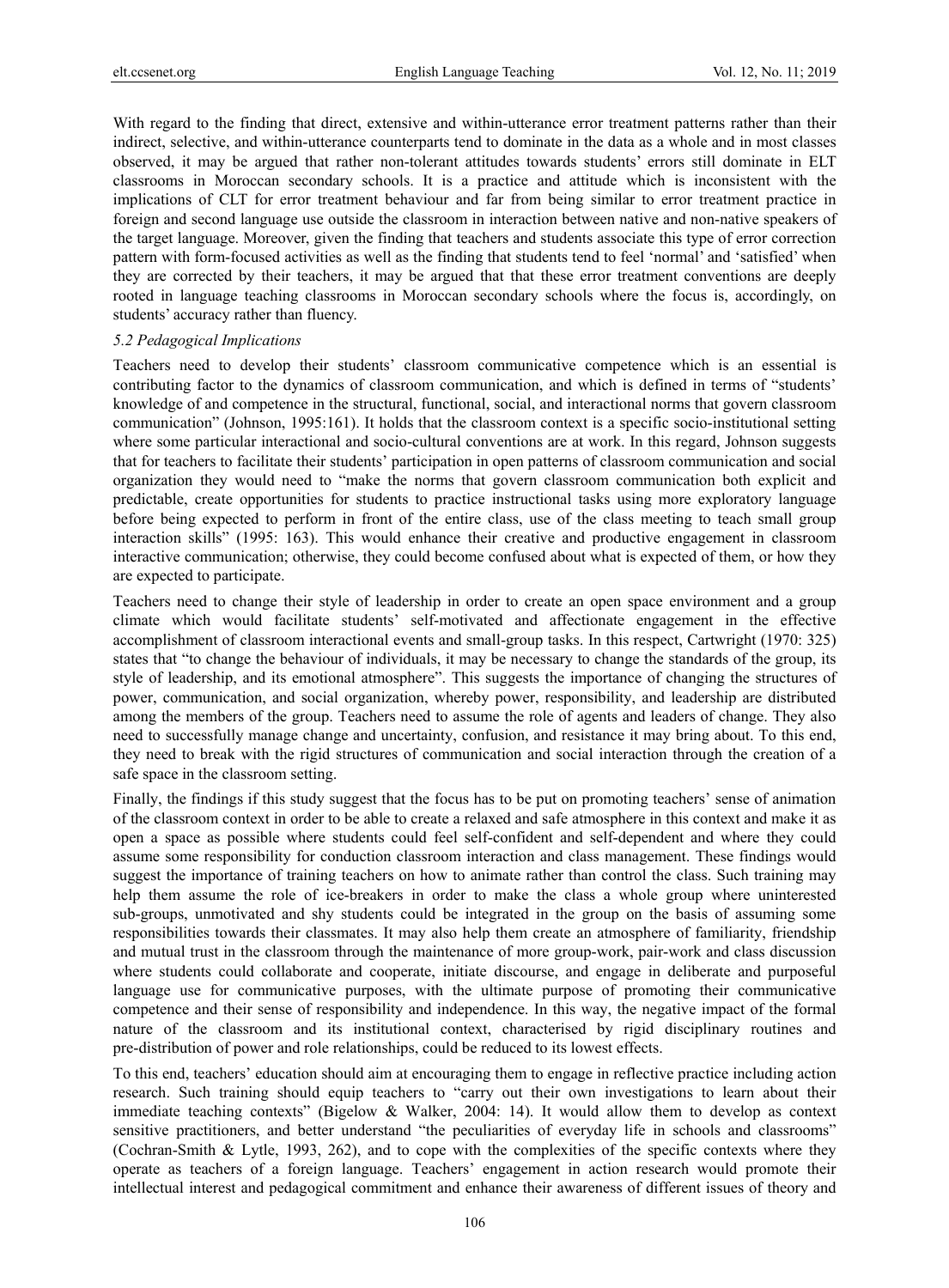With regard to the finding that direct, extensive and within-utterance error treatment patterns rather than their indirect, selective, and within-utterance counterparts tend to dominate in the data as a whole and in most classes observed, it may be argued that rather non-tolerant attitudes towards students' errors still dominate in ELT classrooms in Moroccan secondary schools. It is a practice and attitude which is inconsistent with the implications of CLT for error treatment behaviour and far from being similar to error treatment practice in foreign and second language use outside the classroom in interaction between native and non-native speakers of the target language. Moreover, given the finding that teachers and students associate this type of error correction pattern with form-focused activities as well as the finding that students tend to feel 'normal' and 'satisfied' when they are corrected by their teachers, it may be argued that that these error treatment conventions are deeply rooted in language teaching classrooms in Moroccan secondary schools where the focus is, accordingly, on students' accuracy rather than fluency.

### *5.2 Pedagogical Implications*

Teachers need to develop their students' classroom communicative competence which is an essential is contributing factor to the dynamics of classroom communication, and which is defined in terms of "students' knowledge of and competence in the structural, functional, social, and interactional norms that govern classroom communication" (Johnson, 1995:161). It holds that the classroom context is a specific socio-institutional setting where some particular interactional and socio-cultural conventions are at work. In this regard, Johnson suggests that for teachers to facilitate their students' participation in open patterns of classroom communication and social organization they would need to "make the norms that govern classroom communication both explicit and predictable, create opportunities for students to practice instructional tasks using more exploratory language before being expected to perform in front of the entire class, use of the class meeting to teach small group interaction skills" (1995: 163). This would enhance their creative and productive engagement in classroom interactive communication; otherwise, they could become confused about what is expected of them, or how they are expected to participate.

Teachers need to change their style of leadership in order to create an open space environment and a group climate which would facilitate students' self-motivated and affectionate engagement in the effective accomplishment of classroom interactional events and small-group tasks. In this respect, Cartwright (1970: 325) states that "to change the behaviour of individuals, it may be necessary to change the standards of the group, its style of leadership, and its emotional atmosphere". This suggests the importance of changing the structures of power, communication, and social organization, whereby power, responsibility, and leadership are distributed among the members of the group. Teachers need to assume the role of agents and leaders of change. They also need to successfully manage change and uncertainty, confusion, and resistance it may bring about. To this end, they need to break with the rigid structures of communication and social interaction through the creation of a safe space in the classroom setting.

Finally, the findings if this study suggest that the focus has to be put on promoting teachers' sense of animation of the classroom context in order to be able to create a relaxed and safe atmosphere in this context and make it as open a space as possible where students could feel self-confident and self-dependent and where they could assume some responsibility for conduction classroom interaction and class management. These findings would suggest the importance of training teachers on how to animate rather than control the class. Such training may help them assume the role of ice-breakers in order to make the class a whole group where uninterested sub-groups, unmotivated and shy students could be integrated in the group on the basis of assuming some responsibilities towards their classmates. It may also help them create an atmosphere of familiarity, friendship and mutual trust in the classroom through the maintenance of more group-work, pair-work and class discussion where students could collaborate and cooperate, initiate discourse, and engage in deliberate and purposeful language use for communicative purposes, with the ultimate purpose of promoting their communicative competence and their sense of responsibility and independence. In this way, the negative impact of the formal nature of the classroom and its institutional context, characterised by rigid disciplinary routines and pre-distribution of power and role relationships, could be reduced to its lowest effects.

To this end, teachers' education should aim at encouraging them to engage in reflective practice including action research. Such training should equip teachers to "carry out their own investigations to learn about their immediate teaching contexts" (Bigelow & Walker, 2004: 14). It would allow them to develop as context sensitive practitioners, and better understand "the peculiarities of everyday life in schools and classrooms" (Cochran-Smith & Lytle, 1993, 262), and to cope with the complexities of the specific contexts where they operate as teachers of a foreign language. Teachers' engagement in action research would promote their intellectual interest and pedagogical commitment and enhance their awareness of different issues of theory and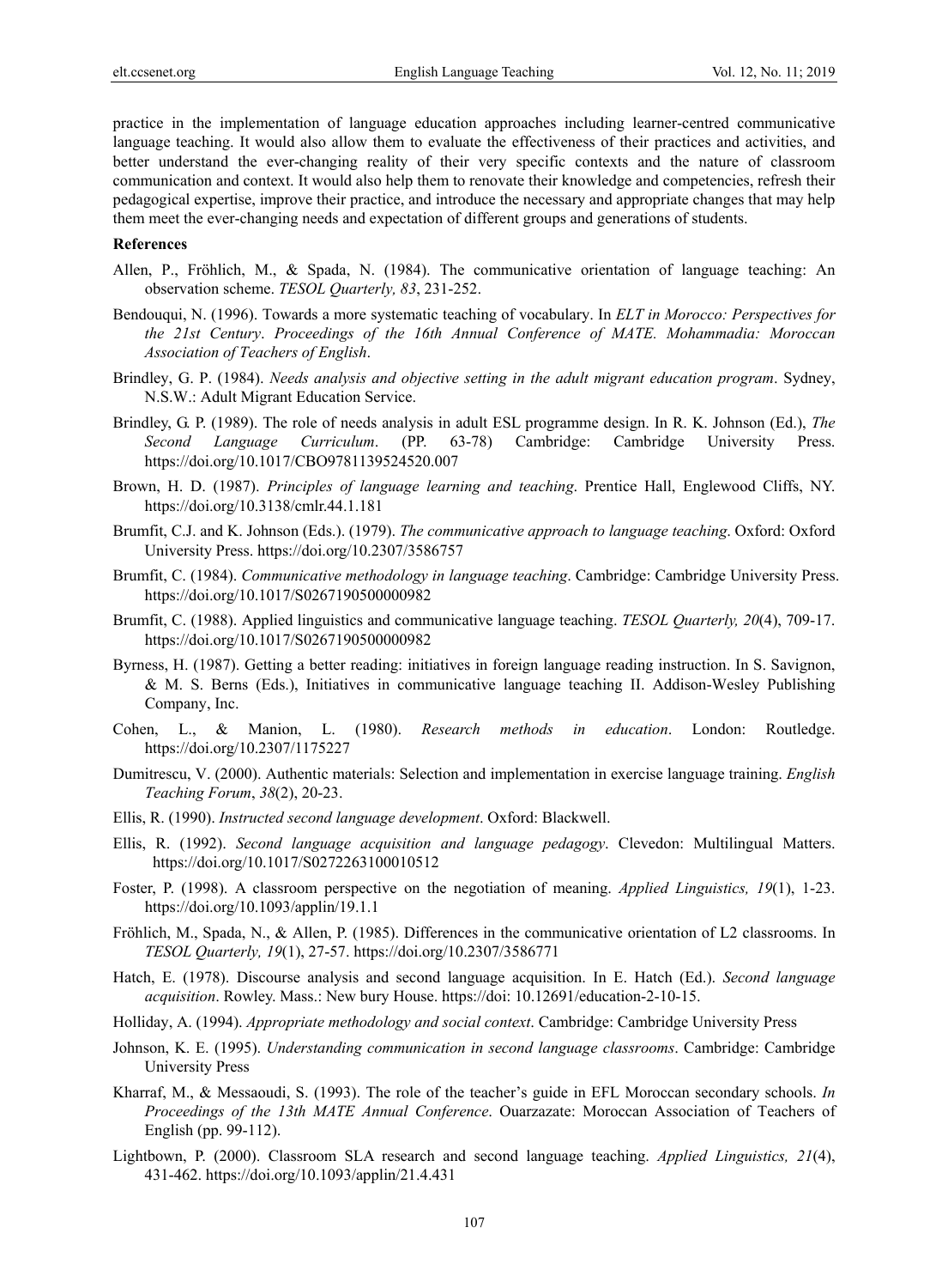practice in the implementation of language education approaches including learner-centred communicative language teaching. It would also allow them to evaluate the effectiveness of their practices and activities, and better understand the ever-changing reality of their very specific contexts and the nature of classroom communication and context. It would also help them to renovate their knowledge and competencies, refresh their pedagogical expertise, improve their practice, and introduce the necessary and appropriate changes that may help them meet the ever-changing needs and expectation of different groups and generations of students.

**References**

Allen, P., Fröhlich, M., & Spada, N. (1984). The communicative orientation of language teaching: An observation scheme. *TESOL Quarterly, 83*, 231-252.

Bendouqui, N. (1996). Towards a more systematic teaching of vocabulary. In *ELT in Morocco: Perspectives for the 21st Century*. *Proceedings of the 16th Annual Conference of MATE. Mohammadia: Moroccan Association of Teachers of English*.

Brindley, G. P. (1984). *Needs analysis and objective setting in the adult migrant education program*. Sydney, N.S.W.: Adult Migrant Education Service.

Brindley, G. P. (1989). The role of needs analysis in adult ESL programme design. In R. K. Johnson (Ed.), *The Second Language Curriculum*. (PP. 63-78) Cambridge: Cambridge University Press. https://doi.org/10.1017/CBO9781139524520.007

Brown, H. D. (1987). *Principles of language learning and teaching*. Prentice Hall, Englewood Cliffs, NY. https://doi.org/10.3138/cmlr.44.1.181

Brumfit, C.J. and K. Johnson (Eds.). (1979). *The communicative approach to language teaching*. Oxford: Oxford University Press. https://doi.org/10.2307/3586757

Brumfit, C. (1984). *Communicative methodology in language teaching*. Cambridge: Cambridge University Press. https://doi.org/10.1017/S0267190500000982

Brumfit, C. (1988). Applied linguistics and communicative language teaching. *TESOL Quarterly, 20*(4), 709-17. https://doi.org/10.1017/S0267190500000982

Byrness, H. (1987). Getting a better reading: initiatives in foreign language reading instruction. In S. Savignon, & M. S. Berns (Eds.), Initiatives in communicative language teaching II. Addison-Wesley Publishing Company, Inc.

Cohen, L., & Manion, L. (1980). *Research methods in education*. London: Routledge. https://doi.org/10.2307/1175227

Dumitrescu, V. (2000). Authentic materials: Selection and implementation in exercise language training. *English Teaching Forum*, *38*(2), 20-23.

Ellis, R. (1990). *Instructed second language development*. Oxford: Blackwell.

Ellis, R. (1992). *Second language acquisition and language pedagogy*. Clevedon: Multilingual Matters. https://doi.org/10.1017/S0272263100010512

Foster, P. (1998). A classroom perspective on the negotiation of meaning. *Applied Linguistics, 19*(1), 1-23. https://doi.org/10.1093/applin/19.1.1

Fröhlich, M., Spada, N., & Allen, P. (1985). Differences in the communicative orientation of L2 classrooms. In *TESOL Quarterly, 19*(1), 27-57. https://doi.org/10.2307/3586771

Hatch, E. (1978). Discourse analysis and second language acquisition. In E. Hatch (Ed.). *Second language acquisition*. Rowley. Mass.: New bury House. https://doi: 10.12691/education-2-10-15.

Holliday, A. (1994). *Appropriate methodology and social context*. Cambridge: Cambridge University Press

Johnson, K. E. (1995). *Understanding communication in second language classrooms*. Cambridge: Cambridge University Press

Kharraf, M., & Messaoudi, S. (1993). The role of the teacher's guide in EFL Moroccan secondary schools. *In Proceedings of the 13th MATE Annual Conference*. Ouarzazate: Moroccan Association of Teachers of English (pp. 99-112).

Lightbown, P. (2000). Classroom SLA research and second language teaching. *Applied Linguistics, 21*(4), 431-462. https://doi.org/10.1093/applin/21.4.431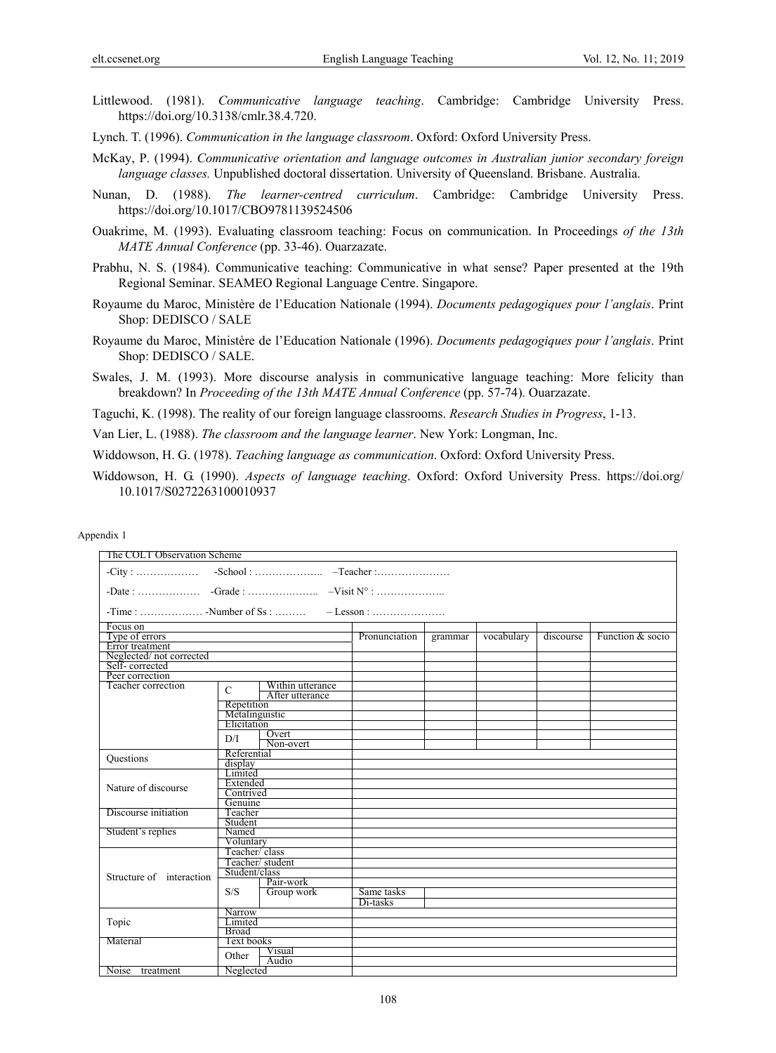Littlewood. (1981). *Communicative language teaching*. Cambridge: Cambridge University Press. https://doi.org/10.3138/cmlr.38.4.720.

Lynch. T. (1996). *Communication in the language classroom*. Oxford: Oxford University Press.

McKay, P. (1994). *Communicative orientation and language outcomes in Australian junior secondary foreign language classes.* Unpublished doctoral dissertation. University of Queensland. Brisbane. Australia.

Nunan, D. (1988). *The learner-centred curriculum*. Cambridge: Cambridge University Press. https://doi.org/10.1017/CBO9781139524506

Ouakrime, M. (1993). Evaluating classroom teaching: Focus on communication. In Proceedings *of the 13th MATE Annual Conference* (pp. 33-46). Ouarzazate.

Prabhu, N. S. (1984). Communicative teaching: Communicative in what sense? Paper presented at the 19th Regional Seminar. SEAMEO Regional Language Centre. Singapore.

Royaume du Maroc, Ministère de l'Education Nationale (1994). *Documents pedagogiques pour l'anglais*. Print Shop: DEDISCO / SALE

Royaume du Maroc, Ministère de l'Education Nationale (1996). *Documents pedagogiques pour l'anglais*. Print Shop: DEDISCO / SALE.

Swales, J. M. (1993). More discourse analysis in communicative language teaching: More felicity than breakdown? In *Proceeding of the 13th MATE Annual Conference* (pp. 57-74). Ouarzazate.

Taguchi, K. (1998). The reality of our foreign language classrooms. *Research Studies in Progress*, 1-13.

Van Lier, L. (1988). *The classroom and the language learner*. New York: Longman, Inc.

Widdowson, H. G. (1978). *Teaching language as communication*. Oxford: Oxford University Press.

Widdowson, H. G. (1990). *Aspects of language teaching*. Oxford: Oxford University Press. https://doi.org/ 10.1017/S0272263100010937

Appendix 1

The COLT Observation Scheme

-City : ……………… -School : ……………….. –Teacher :…………………

-Date : ……………… -Grade : ……………….. –Visit N° : ………………..

-Time : ……………… -Number of Ss : ……… – Lesson : …………………

| Focus on | | | | | | | |
|---|---|---|---|---|---|---|---|
| Type of errors | | | Pronunciation | grammar | vocabulary | discourse | Function & socio |
| Error treatment | | | | | | | |
| Neglected/ not corrected | | | | | | | |
| Self- corrected | | | | | | | |
| Peer correction | | | | | | | |
| Teacher correction | C | Within utterance | | | | | |
| | | After utterance | | | | | |
| | Repetition | | | | | | |
| | Metalinguistic | | | | | | |
| | Elicitation | | | | | | |
| | D/I | Overt | | | | | |
| | | Non-overt | | | | | |
| Questions | Referential | | | | | | |
| | display | | | | | | |
| Nature of discourse | Limited | | | | | | |
| | Extended | | | | | | |
| | Contrived | | | | | | |
| | Genuine | | | | | | |
| Discourse initiation | Teacher | | | | | | |
| | Student | | | | | | |
| Student's replies | Named | | | | | | |
| | Voluntary | | | | | | |
| Structure of interaction | Teacher/ class | | | | | | |
| | Teacher/ student | | | | | | |
| | Student/class | | | | | | |
| | S/S | Pair-work | | | | | |
| | | Group work | Same tasks | | | | |
| | | | Di-tasks | | | | |
| Topic | Narrow | | | | | | |
| | Limited | | | | | | |
| | Broad | | | | | | |
| Material | Text books | | | | | | |
| | Other | Visual | | | | | |
| | | Audio | | | | | |
| Noise treatment | Neglected | | | | | | |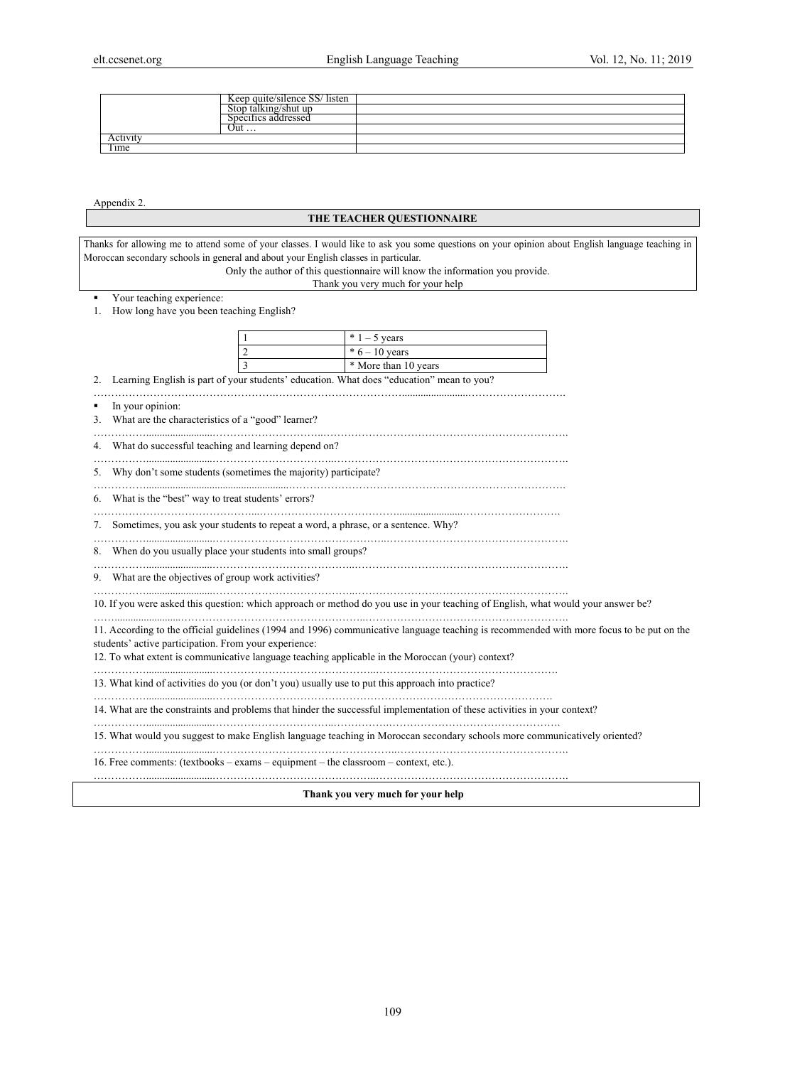| | Keep quite/silence SS/ listen | |
|---|---|---|
| | Stop talking/shut up | |
| | Specifics addressed | |
| | Out … | |
| Activity | | |
| Time | | |

Appendix 2.

## THE TEACHER QUESTIONNAIRE

Thanks for allowing me to attend some of your classes. I would like to ask you some questions on your opinion about English language teaching in Moroccan secondary schools in general and about your English classes in particular.

Only the author of this questionnaire will know the information you provide.

Thank you very much for your help

- Your teaching experience:

1. How long have you been teaching English?

| | |
|---|---|
| 1 | * 1 – 5 years |
| 2 | * 6 – 10 years |
| 3 | * More than 10 years |

2. Learning English is part of your students' education. What does "education" mean to you?

………………………………………………………………………………………………………………………….

- In your opinion:

3. What are the characteristics of a "good" learner?

………………………………………………………………………………………………………………………….

4. What do successful teaching and learning depend on?

………………………………………………………………………………………………………………………….

5. Why don't some students (sometimes the majority) participate?

………………………………………………………………………………………………………………………….

6. What is the "best" way to treat students' errors?

………………………………………………………………………………………………………………………….

7. Sometimes, you ask your students to repeat a word, a phrase, or a sentence. Why?

………………………………………………………………………………………………………………………….

8. When do you usually place your students into small groups?

………………………………………………………………………………………………………………………….

9. What are the objectives of group work activities?

………………………………………………………………………………………………………………………….

10. If you were asked this question: which approach or method do you use in your teaching of English, what would your answer be?

………………………………………………………………………………………………………………………….

11. According to the official guidelines (1994 and 1996) communicative language teaching is recommended with more focus to be put on the students' active participation. From your experience:

12. To what extent is communicative language teaching applicable in the Moroccan (your) context?

………………………………………………………………………………………………………………………….

13. What kind of activities do you (or don't you) usually use to put this approach into practice?

………………………………………………………………………………………………………………………….

14. What are the constraints and problems that hinder the successful implementation of these activities in your context?

………………………………………………………………………………………………………………………….

15. What would you suggest to make English language teaching in Moroccan secondary schools more communicatively oriented?

………………………………………………………………………………………………………………………….

16. Free comments: (textbooks – exams – equipment – the classroom – context, etc.).

………………………………………………………………………………………………………………………….

**Thank you very much for your help**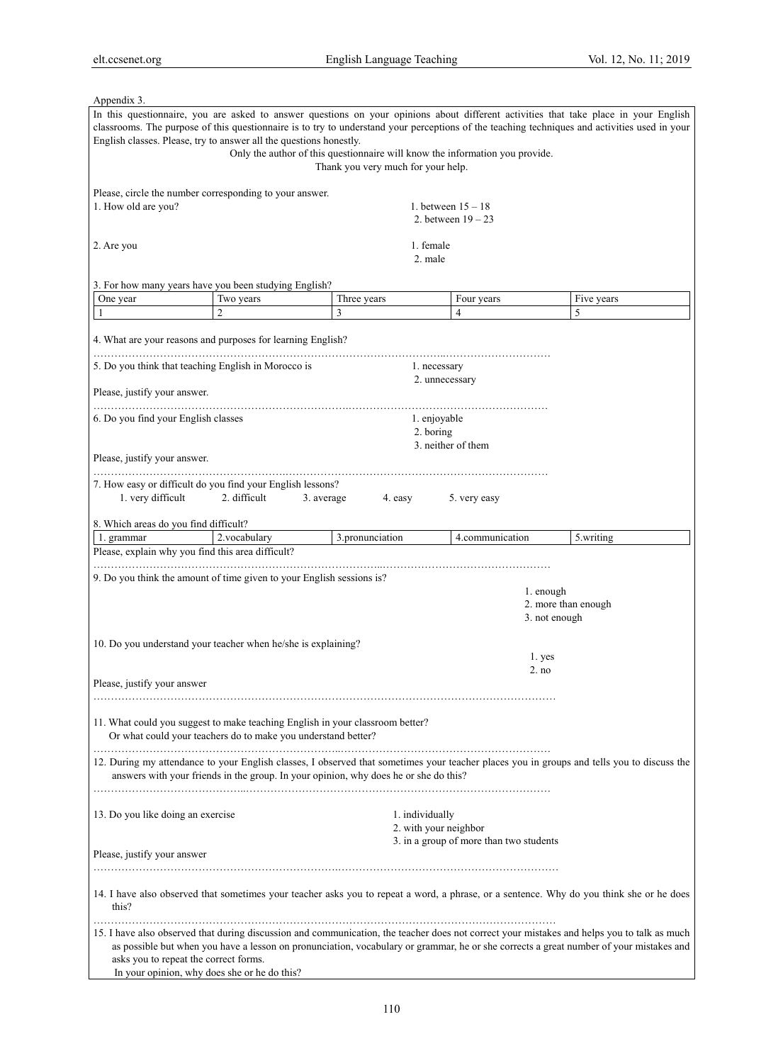Appendix 3.

In this questionnaire, you are asked to answer questions on your opinions about different activities that take place in your English classrooms. The purpose of this questionnaire is to try to understand your perceptions of the teaching techniques and activities used in your English classes. Please, try to answer all the questions honestly.

Only the author of this questionnaire will know the information you provide.

Thank you very much for your help.

Please, circle the number corresponding to your answer.

1. How old are you?
   1. between 15 – 18
   2. between 19 – 23

2. Are you
   1. female
   2. male

3. For how many years have you been studying English?

| One year | Two years | Three years | Four years | Five years |
|---|---|---|---|---|
| 1 | 2 | 3 | 4 | 5 |

4. What are your reasons and purposes for learning English?

………………………………………………………………………………………..…………………………

5. Do you think that teaching English in Morocco is
   1. necessary
   2. unnecessary

Please, justify your answer.

……………………………………………………………….……………………………………………

6. Do you find your English classes
   1. enjoyable
   2. boring
   3. neither of them

Please, justify your answer.

……………………………………………….……………………………………………………………

7. How easy or difficult do you find your English lessons?

   1. very difficult    2. difficult    3. average    4. easy    5. very easy

8. Which areas do you find difficult?

| 1. grammar | 2.vocabulary | 3.pronunciation | 4.communication | 5.writing |
|---|---|---|---|---|

Please, explain why you find this area difficult?

…………………………………………………………………………..…………………………………………

9. Do you think the amount of time given to your English sessions is?
   1. enough
   2. more than enough
   3. not enough

10. Do you understand your teacher when he/she is explaining?
    1. yes
    2. no

Please, justify your answer

……………………………………………………………………………………………………………………

11. What could you suggest to make teaching English in your classroom better?
    Or what could your teachers do to make you understand better?

……………………………………………………………..……………………………………………………

12. During my attendance to your English classes, I observed that sometimes your teacher places you in groups and tells you to discuss the answers with your friends in the group. In your opinion, why does he or she do this?

……………………………………...………………………………………………………………………

13. Do you like doing an exercise
    1. individually
    2. with your neighbor
    3. in a group of more than two students

Please, justify your answer

……………………………………………………………..………………………………………………………

14. I have also observed that sometimes your teacher asks you to repeat a word, a phrase, or a sentence. Why do you think she or he does this?

……………………………………………………………………………………………………………………

15. I have also observed that during discussion and communication, the teacher does not correct your mistakes and helps you to talk as much as possible but when you have a lesson on pronunciation, vocabulary or grammar, he or she corrects a great number of your mistakes and asks you to repeat the correct forms.
    In your opinion, why does she or he do this?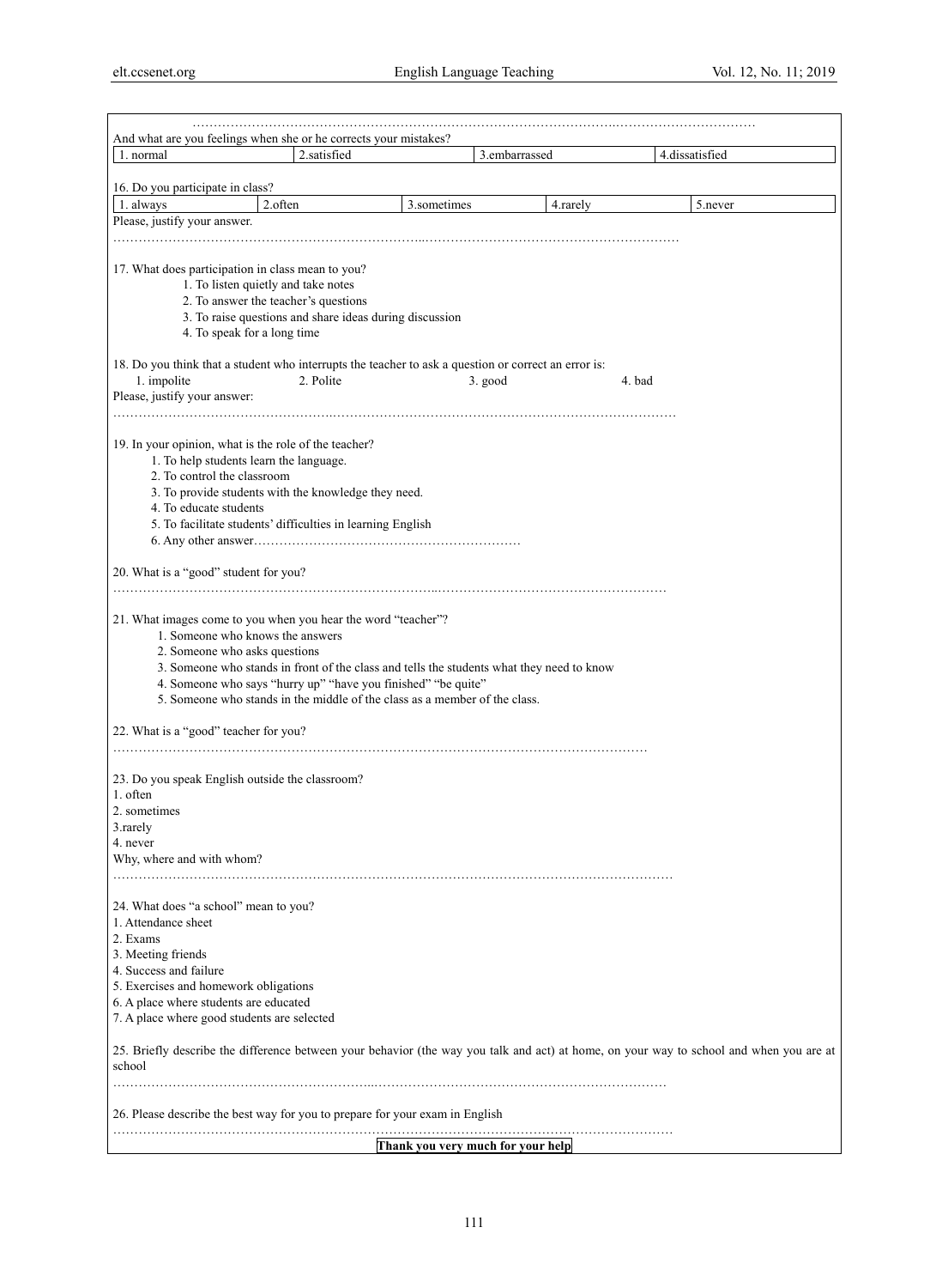……………………………………………………………………………………………………………………………

And what are you feelings when she or he corrects your mistakes?

| 1. normal | 2.satisfied | 3.embarrassed | 4.dissatisfied |
|---|---|---|---|

16. Do you participate in class?

| 1. always | 2.often | 3.sometimes | 4.rarely | 5.never |
|---|---|---|---|---|

Please, justify your answer.

………………………………………………………………………………………………………………………

17. What does participation in class mean to you?

1. To listen quietly and take notes
2. To answer the teacher's questions
3. To raise questions and share ideas during discussion
4. To speak for a long time

18. Do you think that a student who interrupts the teacher to ask a question or correct an error is:

1. impolite 2. Polite 3. good 4. bad

Please, justify your answer:

………………………………………………………………………………………………………………………

19. In your opinion, what is the role of the teacher?

1. To help students learn the language.
2. To control the classroom
3. To provide students with the knowledge they need.
4. To educate students
5. To facilitate students' difficulties in learning English
6. Any other answer………………………………………………………

20. What is a "good" student for you?

………………………………………………………………………………………………………………………

21. What images come to you when you hear the word "teacher"?

1. Someone who knows the answers
2. Someone who asks questions
3. Someone who stands in front of the class and tells the students what they need to know
4. Someone who says "hurry up" "have you finished" "be quite"
5. Someone who stands in the middle of the class as a member of the class.

22. What is a "good" teacher for you?

………………………………………………………………………………………………………………………

23. Do you speak English outside the classroom?

1. often
2. sometimes
3. rarely
4. never

Why, where and with whom?

………………………………………………………………………………………………………………………

24. What does "a school" mean to you?

1. Attendance sheet
2. Exams
3. Meeting friends
4. Success and failure
5. Exercises and homework obligations
6. A place where students are educated
7. A place where good students are selected

25. Briefly describe the difference between your behavior (the way you talk and act) at home, on your way to school and when you are at school

………………………………………………………………………………………………………………………

26. Please describe the best way for you to prepare for your exam in English

………………………………………………………………………………………………………………………

**Thank you very much for your help**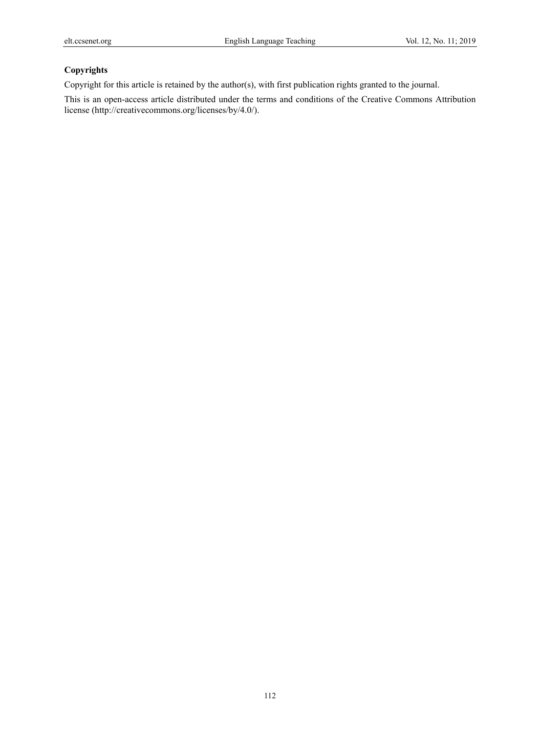## Copyrights

Copyright for this article is retained by the author(s), with first publication rights granted to the journal.

This is an open-access article distributed under the terms and conditions of the Creative Commons Attribution license (http://creativecommons.org/licenses/by/4.0/).